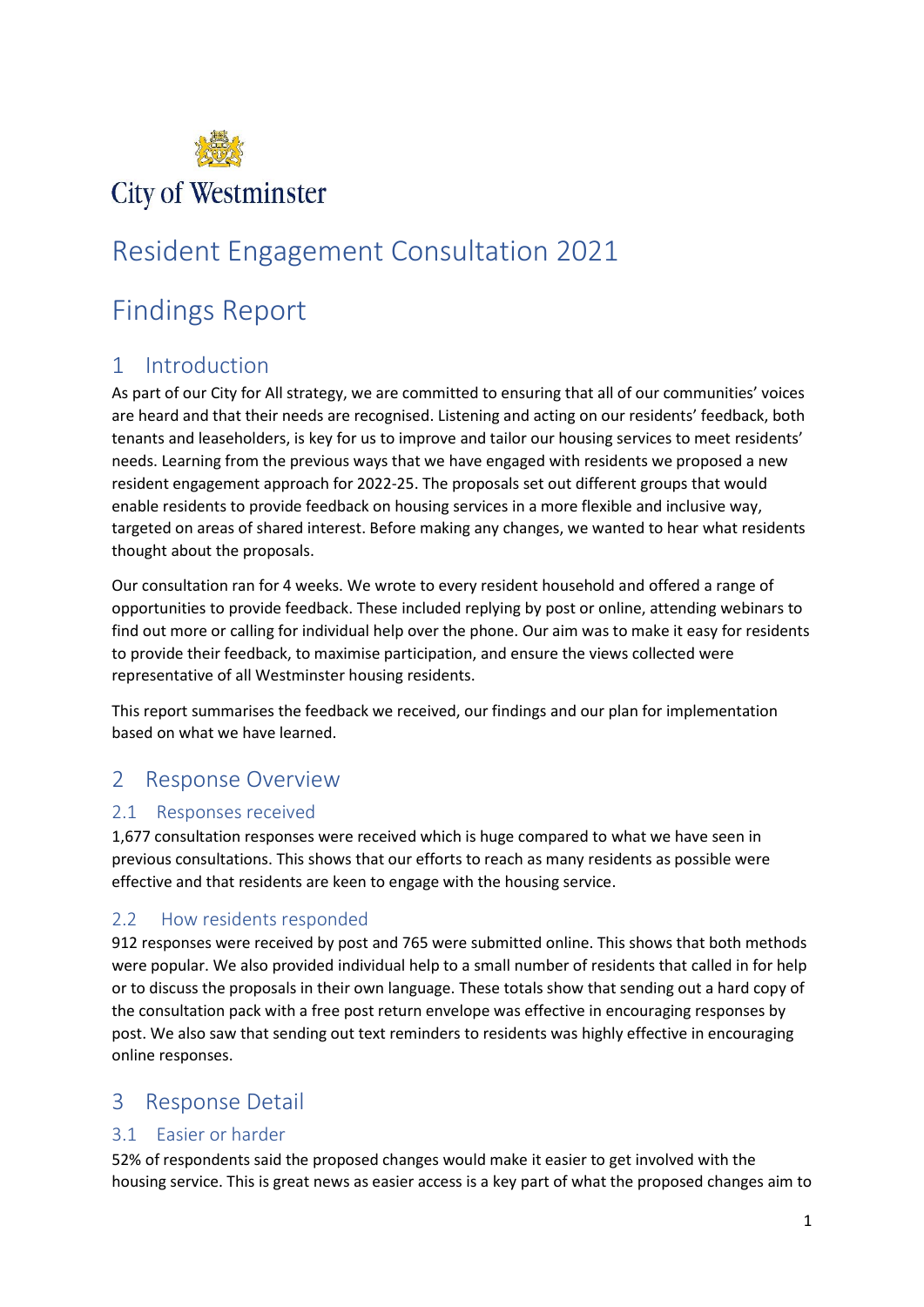City of Westminster

# Resident Engagement Consultation 2021

# Findings Report

## 1 Introduction

As part of our City for All strategy, we are committed to ensuring that all of our communities' voices are heard and that their needs are recognised. Listening and acting on our residents' feedback, both tenants and leaseholders, is key for us to improve and tailor our housing services to meet residents' needs. Learning from the previous ways that we have engaged with residents we proposed a new resident engagement approach for 2022-25. The proposals set out different groups that would enable residents to provide feedback on housing services in a more flexible and inclusive way, targeted on areas of shared interest. Before making any changes, we wanted to hear what residents thought about the proposals.

Our consultation ran for 4 weeks. We wrote to every resident household and offered a range of opportunities to provide feedback. These included replying by post or online, attending webinars to find out more or calling for individual help over the phone. Our aim was to make it easy for residents to provide their feedback, to maximise participation, and ensure the views collected were representative of all Westminster housing residents.

This report summarises the feedback we received, our findings and our plan for implementation based on what we have learned.

## 2 Response Overview

### 2.1 Responses received

1,677 consultation responses were received which is huge compared to what we have seen in previous consultations. This shows that our efforts to reach as many residents as possible were effective and that residents are keen to engage with the housing service.

### 2.2 How residents responded

912 responses were received by post and 765 were submitted online. This shows that both methods were popular. We also provided individual help to a small number of residents that called in for help or to discuss the proposals in their own language. These totals show that sending out a hard copy of the consultation pack with a free post return envelope was effective in encouraging responses by post. We also saw that sending out text reminders to residents was highly effective in encouraging online responses.

## 3 Response Detail

### 3.1 Easier or harder

52% of respondents said the proposed changes would make it easier to get involved with the housing service. This is great news as easier access is a key part of what the proposed changes aim to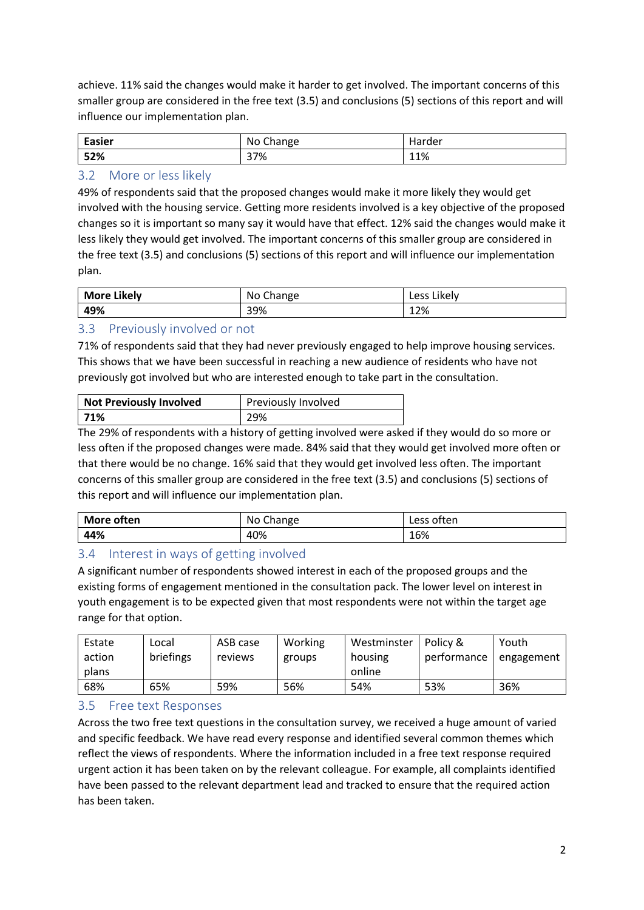achieve. 11% said the changes would make it harder to get involved. The important concerns of this smaller group are considered in the free text (3.5) and conclusions (5) sections of this report and will influence our implementation plan.

| **Easier** | No Change | Harder |
| --- | --- | --- |
| **52%** | 37% | 11% |

## 3.2 More or less likely

49% of respondents said that the proposed changes would make it more likely they would get involved with the housing service. Getting more residents involved is a key objective of the proposed changes so it is important so many say it would have that effect. 12% said the changes would make it less likely they would get involved. The important concerns of this smaller group are considered in the free text (3.5) and conclusions (5) sections of this report and will influence our implementation plan.

| **More Likely** | No Change | Less Likely |
| --- | --- | --- |
| **49%** | 39% | 12% |

## 3.3 Previously involved or not

71% of respondents said that they had never previously engaged to help improve housing services. This shows that we have been successful in reaching a new audience of residents who have not previously got involved but who are interested enough to take part in the consultation.

| **Not Previously Involved** | Previously Involved |
| --- | --- |
| **71%** | 29% |

The 29% of respondents with a history of getting involved were asked if they would do so more or less often if the proposed changes were made. 84% said that they would get involved more often or that there would be no change. 16% said that they would get involved less often. The important concerns of this smaller group are considered in the free text (3.5) and conclusions (5) sections of this report and will influence our implementation plan.

| **More often** | No Change | Less often |
| --- | --- | --- |
| **44%** | 40% | 16% |

## 3.4 Interest in ways of getting involved

A significant number of respondents showed interest in each of the proposed groups and the existing forms of engagement mentioned in the consultation pack. The lower level on interest in youth engagement is to be expected given that most respondents were not within the target age range for that option.

| Estate action plans | Local briefings | ASB case reviews | Working groups | Westminster housing online | Policy & performance | Youth engagement |
| --- | --- | --- | --- | --- | --- | --- |
| 68% | 65% | 59% | 56% | 54% | 53% | 36% |

## 3.5 Free text Responses

Across the two free text questions in the consultation survey, we received a huge amount of varied and specific feedback. We have read every response and identified several common themes which reflect the views of respondents. Where the information included in a free text response required urgent action it has been taken on by the relevant colleague. For example, all complaints identified have been passed to the relevant department lead and tracked to ensure that the required action has been taken.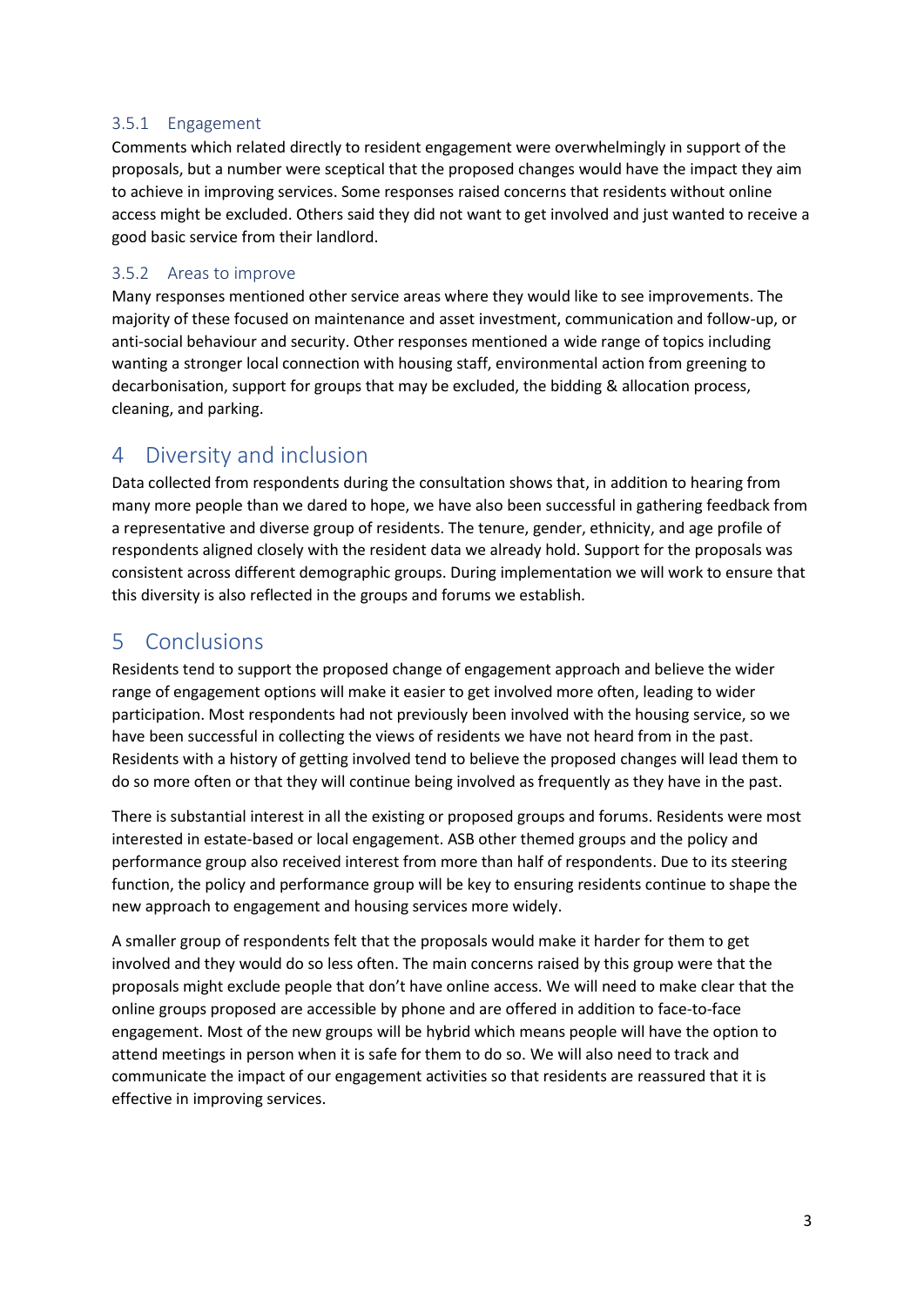### 3.5.1 Engagement

Comments which related directly to resident engagement were overwhelmingly in support of the proposals, but a number were sceptical that the proposed changes would have the impact they aim to achieve in improving services. Some responses raised concerns that residents without online access might be excluded. Others said they did not want to get involved and just wanted to receive a good basic service from their landlord.

### 3.5.2 Areas to improve

Many responses mentioned other service areas where they would like to see improvements. The majority of these focused on maintenance and asset investment, communication and follow-up, or anti-social behaviour and security. Other responses mentioned a wide range of topics including wanting a stronger local connection with housing staff, environmental action from greening to decarbonisation, support for groups that may be excluded, the bidding & allocation process, cleaning, and parking.

# 4 Diversity and inclusion

Data collected from respondents during the consultation shows that, in addition to hearing from many more people than we dared to hope, we have also been successful in gathering feedback from a representative and diverse group of residents. The tenure, gender, ethnicity, and age profile of respondents aligned closely with the resident data we already hold. Support for the proposals was consistent across different demographic groups. During implementation we will work to ensure that this diversity is also reflected in the groups and forums we establish.

# 5 Conclusions

Residents tend to support the proposed change of engagement approach and believe the wider range of engagement options will make it easier to get involved more often, leading to wider participation. Most respondents had not previously been involved with the housing service, so we have been successful in collecting the views of residents we have not heard from in the past. Residents with a history of getting involved tend to believe the proposed changes will lead them to do so more often or that they will continue being involved as frequently as they have in the past.

There is substantial interest in all the existing or proposed groups and forums. Residents were most interested in estate-based or local engagement. ASB other themed groups and the policy and performance group also received interest from more than half of respondents. Due to its steering function, the policy and performance group will be key to ensuring residents continue to shape the new approach to engagement and housing services more widely.

A smaller group of respondents felt that the proposals would make it harder for them to get involved and they would do so less often. The main concerns raised by this group were that the proposals might exclude people that don't have online access. We will need to make clear that the online groups proposed are accessible by phone and are offered in addition to face-to-face engagement. Most of the new groups will be hybrid which means people will have the option to attend meetings in person when it is safe for them to do so. We will also need to track and communicate the impact of our engagement activities so that residents are reassured that it is effective in improving services.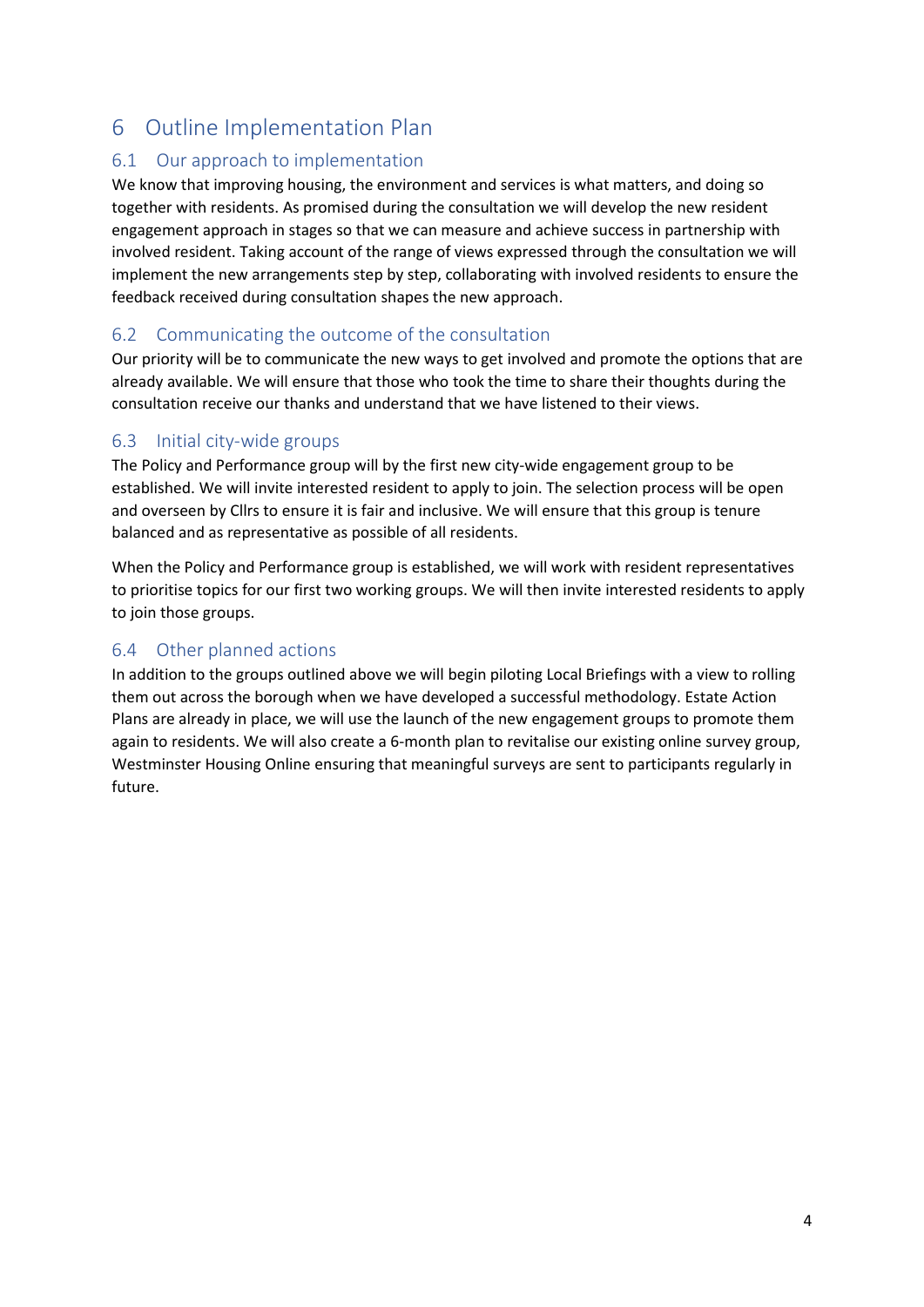# 6 Outline Implementation Plan

## 6.1 Our approach to implementation

We know that improving housing, the environment and services is what matters, and doing so together with residents. As promised during the consultation we will develop the new resident engagement approach in stages so that we can measure and achieve success in partnership with involved resident. Taking account of the range of views expressed through the consultation we will implement the new arrangements step by step, collaborating with involved residents to ensure the feedback received during consultation shapes the new approach.

## 6.2 Communicating the outcome of the consultation

Our priority will be to communicate the new ways to get involved and promote the options that are already available. We will ensure that those who took the time to share their thoughts during the consultation receive our thanks and understand that we have listened to their views.

## 6.3 Initial city-wide groups

The Policy and Performance group will by the first new city-wide engagement group to be established. We will invite interested resident to apply to join. The selection process will be open and overseen by Cllrs to ensure it is fair and inclusive. We will ensure that this group is tenure balanced and as representative as possible of all residents.

When the Policy and Performance group is established, we will work with resident representatives to prioritise topics for our first two working groups. We will then invite interested residents to apply to join those groups.

## 6.4 Other planned actions

In addition to the groups outlined above we will begin piloting Local Briefings with a view to rolling them out across the borough when we have developed a successful methodology. Estate Action Plans are already in place, we will use the launch of the new engagement groups to promote them again to residents. We will also create a 6-month plan to revitalise our existing online survey group, Westminster Housing Online ensuring that meaningful surveys are sent to participants regularly in future.